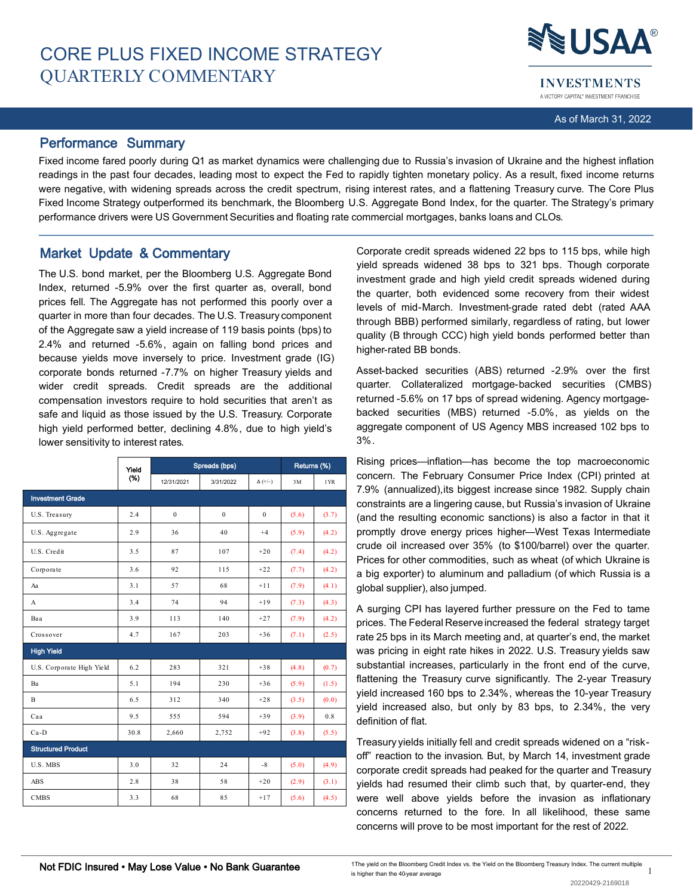# CORE PLUS FIXED INCOME STRATEGY
# QUARTERLY COMMENTARY

As of March 31, 2022

## Performance Summary

Fixed income fared poorly during Q1 as market dynamics were challenging due to Russia's invasion of Ukraine and the highest inflation readings in the past four decades, leading most to expect the Fed to rapidly tighten monetary policy. As a result, fixed income returns were negative, with widening spreads across the credit spectrum, rising interest rates, and a flattening Treasury curve. The Core Plus Fixed Income Strategy outperformed its benchmark, the Bloomberg U.S. Aggregate Bond Index, for the quarter. The Strategy's primary performance drivers were US Government Securities and floating rate commercial mortgages, banks loans and CLOs.

## Market Update & Commentary

The U.S. bond market, per the Bloomberg U.S. Aggregate Bond Index, returned -5.9% over the first quarter as, overall, bond prices fell. The Aggregate has not performed this poorly over a quarter in more than four decades. The U.S. Treasury component of the Aggregate saw a yield increase of 119 basis points (bps) to 2.4% and returned -5.6%, again on falling bond prices and because yields move inversely to price. Investment grade (IG) corporate bonds returned -7.7% on higher Treasury yields and wider credit spreads. Credit spreads are the additional compensation investors require to hold securities that aren't as safe and liquid as those issued by the U.S. Treasury. Corporate high yield performed better, declining 4.8%, due to high yield's lower sensitivity to interest rates.

| | Yield (%) | Spreads (bps) | | | Returns (%) | |
|---|---|---|---|---|---|---|
| | | 12/31/2021 | 3/31/2022 | Δ (+/-) | 3M | 1YR |
| **Investment Grade** | | | | | | |
| U.S. Treasury | 2.4 | 0 | 0 | 0 | (5.6) | (3.7) |
| U.S. Aggregate | 2.9 | 36 | 40 | +4 | (5.9) | (4.2) |
| U.S. Credit | 3.5 | 87 | 107 | +20 | (7.4) | (4.2) |
| Corporate | 3.6 | 92 | 115 | +22 | (7.7) | (4.2) |
| Aa | 3.1 | 57 | 68 | +11 | (7.9) | (4.1) |
| A | 3.4 | 74 | 94 | +19 | (7.3) | (4.3) |
| Baa | 3.9 | 113 | 140 | +27 | (7.9) | (4.2) |
| Crossover | 4.7 | 167 | 203 | +36 | (7.1) | (2.5) |
| **High Yield** | | | | | | |
| U.S. Corporate High Yield | 6.2 | 283 | 321 | +38 | (4.8) | (0.7) |
| Ba | 5.1 | 194 | 230 | +36 | (5.9) | (1.5) |
| B | 6.5 | 312 | 340 | +28 | (3.5) | (0.0) |
| Caa | 9.5 | 555 | 594 | +39 | (3.9) | 0.8 |
| Ca-D | 30.8 | 2,660 | 2,752 | +92 | (3.8) | (5.5) |
| **Structured Product** | | | | | | |
| U.S. MBS | 3.0 | 32 | 24 | -8 | (5.0) | (4.9) |
| ABS | 2.8 | 38 | 58 | +20 | (2.9) | (3.1) |
| CMBS | 3.3 | 68 | 85 | +17 | (5.6) | (4.5) |

Corporate credit spreads widened 22 bps to 115 bps, while high yield spreads widened 38 bps to 321 bps. Though corporate investment grade and high yield credit spreads widened during the quarter, both evidenced some recovery from their widest levels of mid-March. Investment-grade rated debt (rated AAA through BBB) performed similarly, regardless of rating, but lower quality (B through CCC) high yield bonds performed better than higher-rated BB bonds.

Asset-backed securities (ABS) returned -2.9% over the first quarter. Collateralized mortgage-backed securities (CMBS) returned -5.6% on 17 bps of spread widening. Agency mortgage-backed securities (MBS) returned -5.0%, as yields on the aggregate component of US Agency MBS increased 102 bps to 3%.

Rising prices—inflation—has become the top macroeconomic concern. The February Consumer Price Index (CPI) printed at 7.9% (annualized), its biggest increase since 1982. Supply chain constraints are a lingering cause, but Russia's invasion of Ukraine (and the resulting economic sanctions) is also a factor in that it promptly drove energy prices higher—West Texas Intermediate crude oil increased over 35% (to $100/barrel) over the quarter. Prices for other commodities, such as wheat (of which Ukraine is a big exporter) to aluminum and palladium (of which Russia is a global supplier), also jumped.

A surging CPI has layered further pressure on the Fed to tame prices. The Federal Reserve increased the federal strategy target rate 25 bps in its March meeting and, at quarter's end, the market was pricing in eight rate hikes in 2022. U.S. Treasury yields saw substantial increases, particularly in the front end of the curve, flattening the Treasury curve significantly. The 2-year Treasury yield increased 160 bps to 2.34%, whereas the 10-year Treasury yield increased also, but only by 83 bps, to 2.34%, the very definition of flat.

Treasury yields initially fell and credit spreads widened on a "risk-off" reaction to the invasion. But, by March 14, investment grade corporate credit spreads had peaked for the quarter and Treasury yields had resumed their climb such that, by quarter-end, they were well above yields before the invasion as inflationary concerns returned to the fore. In all likelihood, these same concerns will prove to be most important for the rest of 2022.

Not FDIC Insured • May Lose Value • No Bank Guarantee

[1] The yield on the Bloomberg Credit Index vs. the Yield on the Bloomberg Treasury Index. The current multiple is higher than the 40-year average

20220429-2169018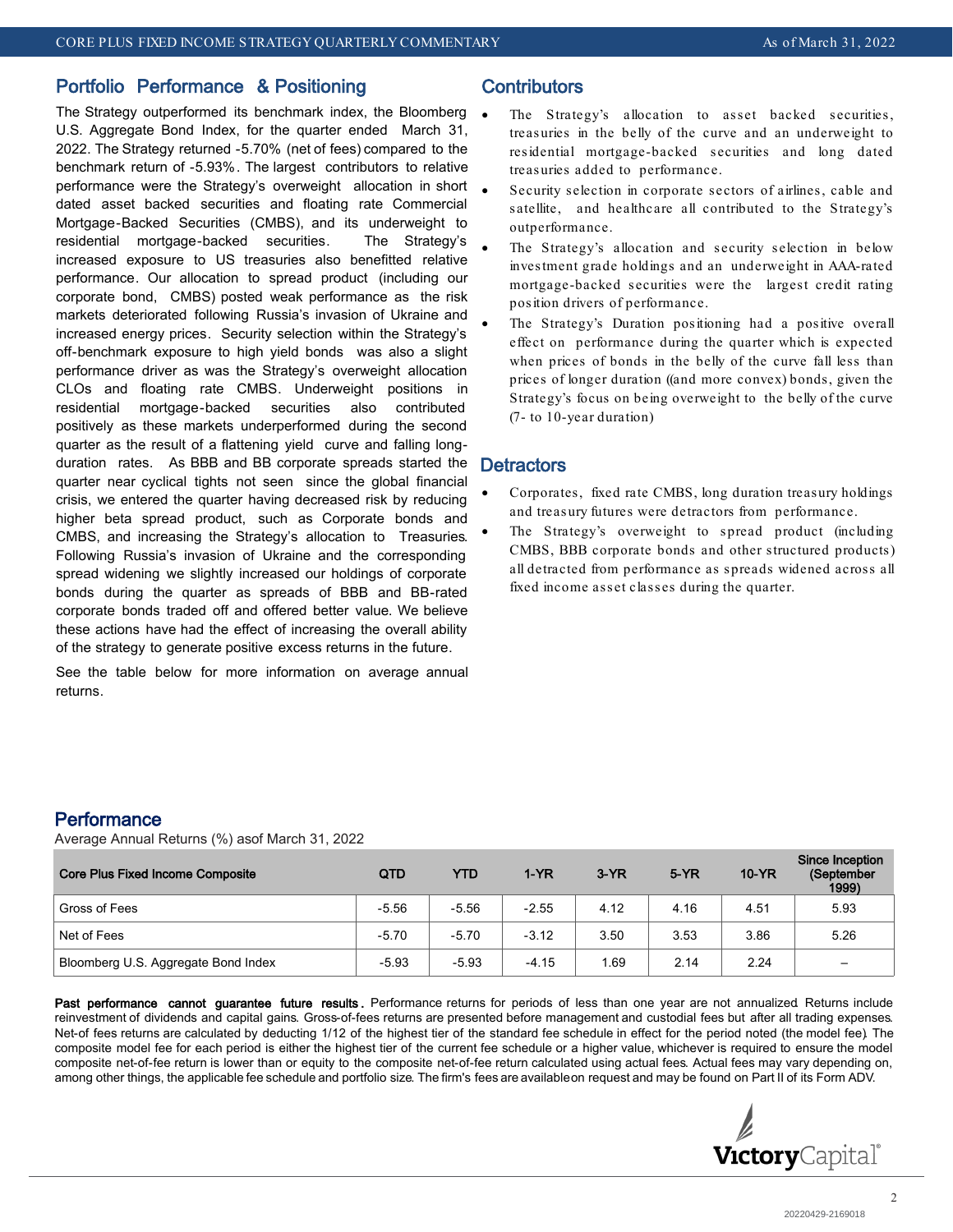## Portfolio Performance & Positioning

The Strategy outperformed its benchmark index, the Bloomberg U.S. Aggregate Bond Index, for the quarter ended March 31, 2022. The Strategy returned -5.70% (net of fees) compared to the benchmark return of -5.93%. The largest contributors to relative performance were the Strategy's overweight allocation in short dated asset backed securities and floating rate Commercial Mortgage-Backed Securities (CMBS), and its underweight to residential mortgage-backed securities. The Strategy's increased exposure to US treasuries also benefitted relative performance. Our allocation to spread product (including our corporate bond, CMBS) posted weak performance as the risk markets deteriorated following Russia's invasion of Ukraine and increased energy prices. Security selection within the Strategy's off-benchmark exposure to high yield bonds was also a slight performance driver as was the Strategy's overweight allocation CLOs and floating rate CMBS. Underweight positions in residential mortgage-backed securities also contributed positively as these markets underperformed during the second quarter as the result of a flattening yield curve and falling long-duration rates. As BBB and BB corporate spreads started the quarter near cyclical tights not seen since the global financial crisis, we entered the quarter having decreased risk by reducing higher beta spread product, such as Corporate bonds and CMBS, and increasing the Strategy's allocation to Treasuries. Following Russia's invasion of Ukraine and the corresponding spread widening we slightly increased our holdings of corporate bonds during the quarter as spreads of BBB and BB-rated corporate bonds traded off and offered better value. We believe these actions have had the effect of increasing the overall ability of the strategy to generate positive excess returns in the future.

See the table below for more information on average annual returns.

## Contributors

- The Strategy's allocation to asset backed securities, treasuries in the belly of the curve and an underweight to residential mortgage-backed securities and long dated treasuries added to performance.
- Security selection in corporate sectors of airlines, cable and satellite, and healthcare all contributed to the Strategy's outperformance.
- The Strategy's allocation and security selection in below investment grade holdings and an underweight in AAA-rated mortgage-backed securities were the largest credit rating position drivers of performance.
- The Strategy's Duration positioning had a positive overall effect on performance during the quarter which is expected when prices of bonds in the belly of the curve fall less than prices of longer duration ((and more convex) bonds, given the Strategy's focus on being overweight to the belly of the curve (7- to 10-year duration)

## Detractors

- Corporates, fixed rate CMBS, long duration treasury holdings and treasury futures were detractors from performance.
- The Strategy's overweight to spread product (including CMBS, BBB corporate bonds and other structured products) all detracted from performance as spreads widened across all fixed income asset classes during the quarter.

## Performance

Average Annual Returns (%) asof March 31, 2022

| Core Plus Fixed Income Composite | QTD | YTD | 1-YR | 3-YR | 5-YR | 10-YR | Since Inception (September 1999) |
|---|---|---|---|---|---|---|---|
| Gross of Fees | -5.56 | -5.56 | -2.55 | 4.12 | 4.16 | 4.51 | 5.93 |
| Net of Fees | -5.70 | -5.70 | -3.12 | 3.50 | 3.53 | 3.86 | 5.26 |
| Bloomberg U.S. Aggregate Bond Index | -5.93 | -5.93 | -4.15 | 1.69 | 2.14 | 2.24 | – |

**Past performance cannot guarantee future results.** Performance returns for periods of less than one year are not annualized. Returns include reinvestment of dividends and capital gains. Gross-of-fees returns are presented before management and custodial fees but after all trading expenses. Net-of fees returns are calculated by deducting 1/12 of the highest tier of the standard fee schedule in effect for the period noted (the model fee). The composite model fee for each period is either the highest tier of the current fee schedule or a higher value, whichever is required to ensure the model composite net-of-fee return is lower than or equity to the composite net-of-fee return calculated using actual fees. Actual fees may vary depending on, among other things, the applicable fee schedule and portfolio size. The firm's fees are availableon request and may be found on Part II of its Form ADV.

20220429-2169018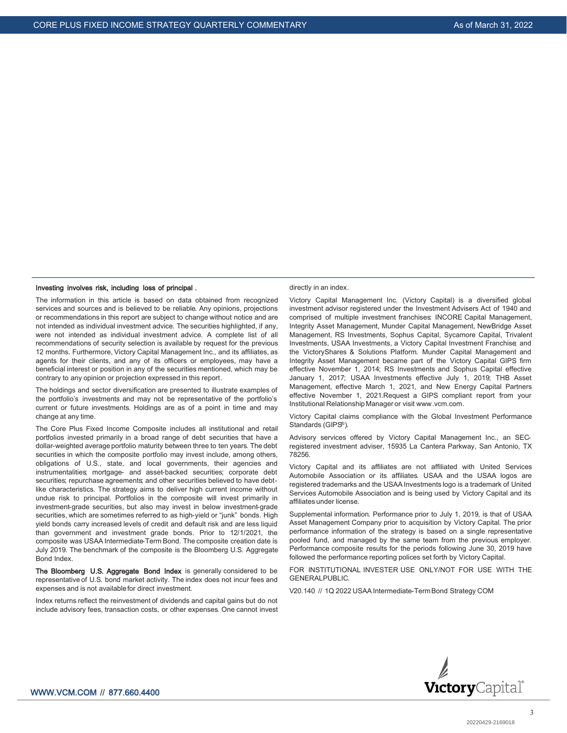**Investing involves risk, including loss of principal .**

The information in this article is based on data obtained from recognized services and sources and is believed to be reliable. Any opinions, projections or recommendations in this report are subject to change without notice and are not intended as individual investment advice. The securities highlighted, if any, were not intended as individual investment advice. A complete list of all recommendations of security selection is available by request for the previous 12 months. Furthermore, Victory Capital Management Inc., and its affiliates, as agents for their clients, and any of its officers or employees, may have a beneficial interest or position in any of the securities mentioned, which may be contrary to any opinion or projection expressed in this report.

The holdings and sector diversification are presented to illustrate examples of the portfolio's investments and may not be representative of the portfolio's current or future investments. Holdings are as of a point in time and may change at any time.

The Core Plus Fixed Income Composite includes all institutional and retail portfolios invested primarily in a broad range of debt securities that have a dollar-weighted average portfolio maturity between three to ten years. The debt securities in which the composite portfolio may invest include, among others, obligations of U.S., state, and local governments, their agencies and instrumentalities; mortgage- and asset-backed securities; corporate debt securities; repurchase agreements; and other securities believed to have debt-like characteristics. The strategy aims to deliver high current income without undue risk to principal. Portfolios in the composite will invest primarily in investment-grade securities, but also may invest in below investment-grade securities, which are sometimes referred to as high-yield or "junk" bonds. High yield bonds carry increased levels of credit and default risk and are less liquid than government and investment grade bonds. Prior to 12/1/2021, the composite was USAA Intermediate-Term Bond. The composite creation date is July 2019. The benchmark of the composite is the Bloomberg U.S. Aggregate Bond Index.

**The Bloomberg U.S. Aggregate Bond Index** is generally considered to be representative of U.S. bond market activity. The index does not incur fees and expenses and is not available for direct investment.

Index returns reflect the reinvestment of dividends and capital gains but do not include advisory fees, transaction costs, or other expenses. One cannot invest directly in an index.

Victory Capital Management Inc. (Victory Capital) is a diversified global investment advisor registered under the Investment Advisers Act of 1940 and comprised of multiple investment franchises: INCORE Capital Management, Integrity Asset Management, Munder Capital Management, NewBridge Asset Management, RS Investments, Sophus Capital, Sycamore Capital, Trivalent Investments, USAA Investments, a Victory Capital Investment Franchise; and the VictoryShares & Solutions Platform. Munder Capital Management and Integrity Asset Management became part of the Victory Capital GIPS firm effective November 1, 2014; RS Investments and Sophus Capital effective January 1, 2017; USAA Investments effective July 1, 2019; THB Asset Management, effective March 1, 2021, and New Energy Capital Partners effective November 1, 2021.Request a GIPS compliant report from your Institutional Relationship Manager or visit www.vcm.com.

Victory Capital claims compliance with the Global Investment Performance Standards (GIPS®).

Advisory services offered by Victory Capital Management Inc., an SEC-registered investment adviser, 15935 La Cantera Parkway, San Antonio, TX 78256.

Victory Capital and its affiliates are not affiliated with United Services Automobile Association or its affiliates. USAA and the USAA logos are registered trademarks and the USAA Investments logo is a trademark of United Services Automobile Association and is being used by Victory Capital and its affiliates under license.

Supplemental information. Performance prior to July 1, 2019, is that of USAA Asset Management Company prior to acquisition by Victory Capital. The prior performance information of the strategy is based on a single representative pooled fund, and managed by the same team from the previous employer. Performance composite results for the periods following June 30, 2019 have followed the performance reporting polices set forth by Victory Capital.

FOR INSTITUTIONAL INVESTER USE ONLY/NOT FOR USE WITH THE GENERALPUBLIC.

V20.140 // 1Q 2022 USAA Intermediate-Term Bond Strategy COM

WWW.VCM.COM // 877.660.4400

20220429-2169018